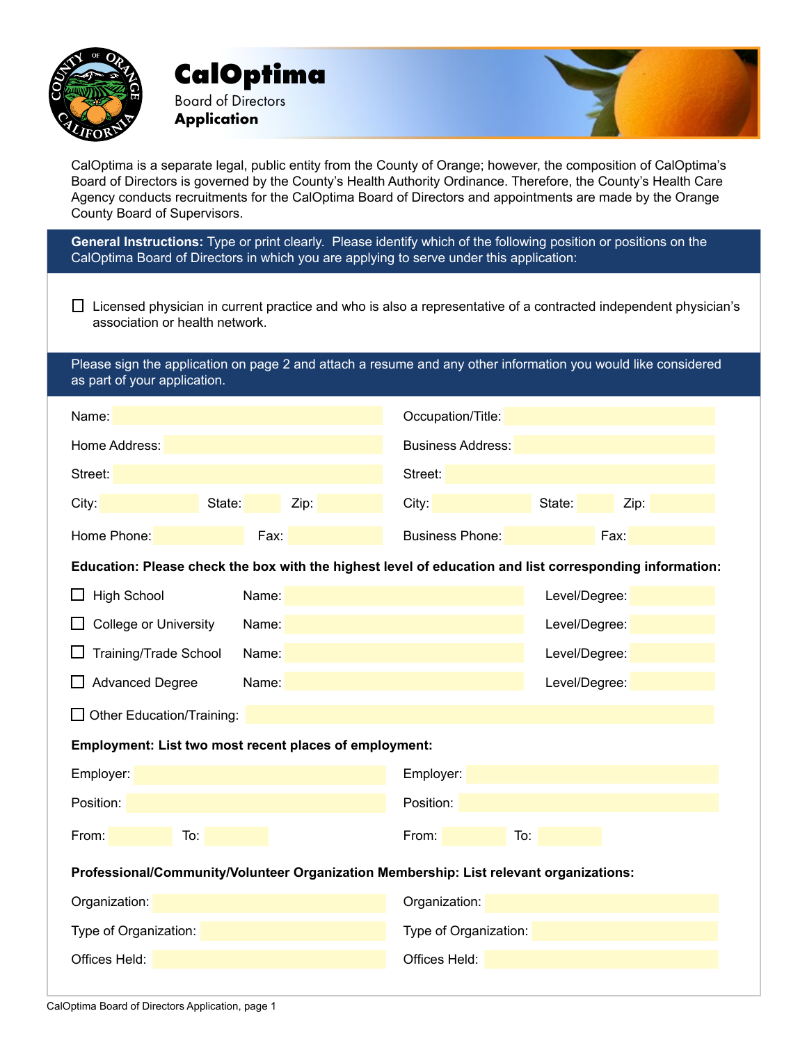# CalOptima

Board of Directors
**Application**

CalOptima is a separate legal, public entity from the County of Orange; however, the composition of CalOptima's Board of Directors is governed by the County's Health Authority Ordinance. Therefore, the County's Health Care Agency conducts recruitments for the CalOptima Board of Directors and appointments are made by the Orange County Board of Supervisors.

**General Instructions:** Type or print clearly. Please identify which of the following position or positions on the CalOptima Board of Directors in which you are applying to serve under this application:

☐ Licensed physician in current practice and who is also a representative of a contracted independent physician's association or health network.

Please sign the application on page 2 and attach a resume and any other information you would like considered as part of your application.

Name: ______ Occupation/Title: ______

Home Address: ______ Business Address: ______

Street: ______ Street: ______

City: ______ State: ______ Zip: ______ City: ______ State: ______ Zip: ______

Home Phone: ______ Fax: ______ Business Phone: ______ Fax: ______

**Education: Please check the box with the highest level of education and list corresponding information:**

☐ High School Name: ______ Level/Degree: ______

☐ College or University Name: ______ Level/Degree: ______

☐ Training/Trade School Name: ______ Level/Degree: ______

☐ Advanced Degree Name: ______ Level/Degree: ______

☐ Other Education/Training: ______

**Employment: List two most recent places of employment:**

Employer: ______ Employer: ______

Position: ______ Position: ______

From: ______ To: ______ From: ______ To: ______

**Professional/Community/Volunteer Organization Membership: List relevant organizations:**

Organization: ______ Organization: ______

Type of Organization: ______ Type of Organization: ______

Offices Held: ______ Offices Held: ______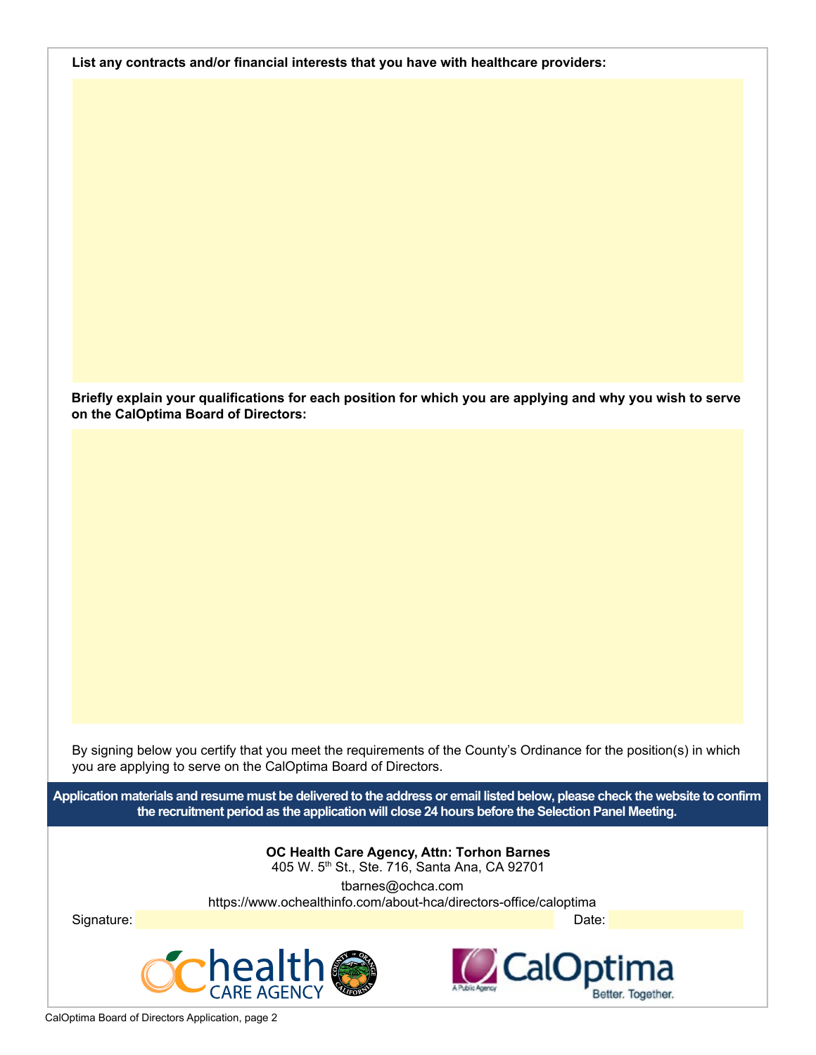**List any contracts and/or financial interests that you have with healthcare providers:**

**Briefly explain your qualifications for each position for which you are applying and why you wish to serve on the CalOptima Board of Directors:**

By signing below you certify that you meet the requirements of the County's Ordinance for the position(s) in which you are applying to serve on the CalOptima Board of Directors.

**Application materials and resume must be delivered to the address or email listed below, please check the website to confirm the recruitment period as the application will close 24 hours before the Selection Panel Meeting.**

**OC Health Care Agency, Attn: Torhon Barnes**
405 W. 5th St., Ste. 716, Santa Ana, CA 92701

tbarnes@ochca.com

https://www.ochealthinfo.com/about-hca/directors-office/caloptima

Signature: Date: